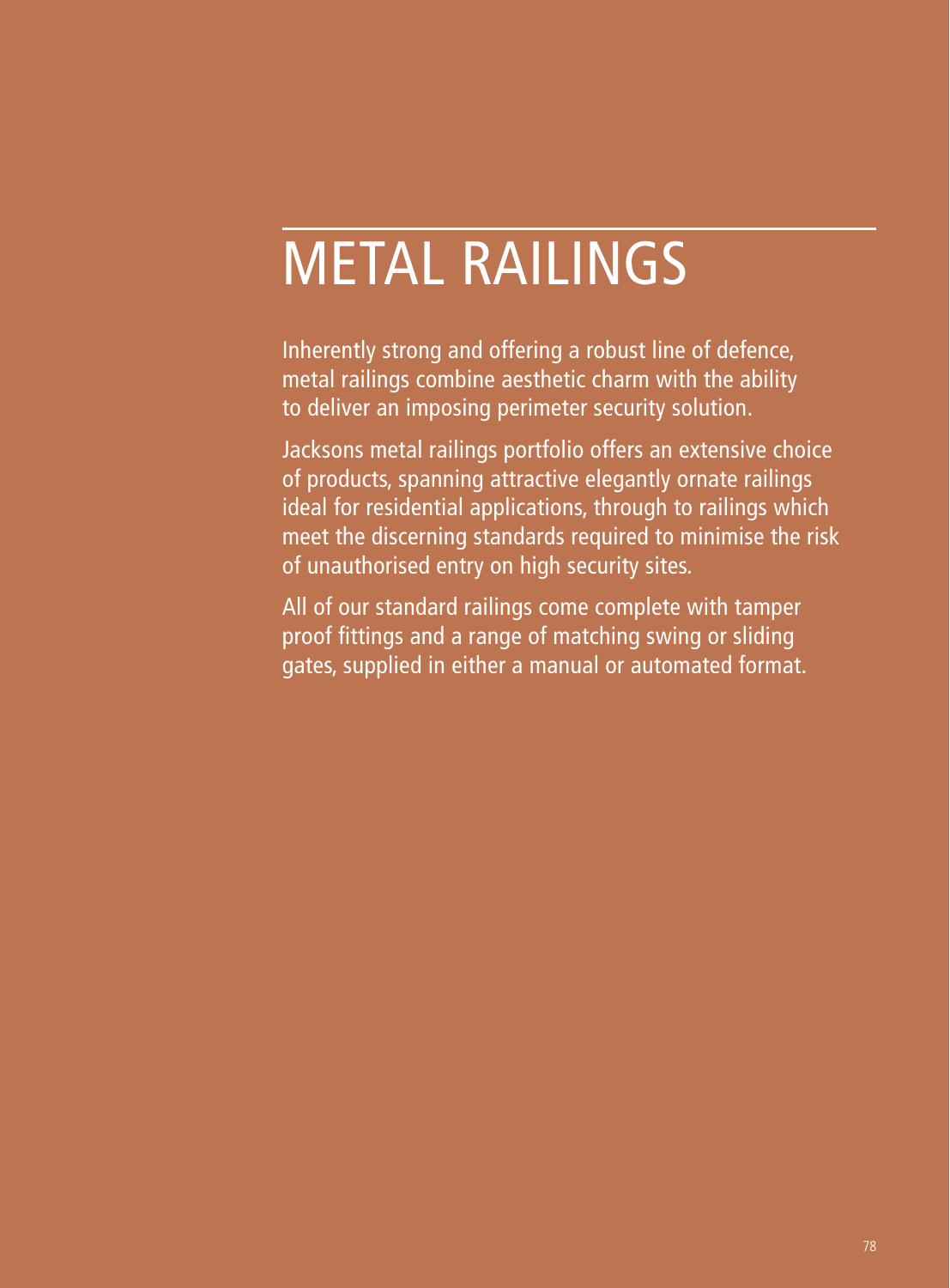# METAL RAILINGS

Inherently strong and offering a robust line of defence, metal railings combine aesthetic charm with the ability to deliver an imposing perimeter security solution.

Jacksons metal railings portfolio offers an extensive choice of products, spanning attractive elegantly ornate railings ideal for residential applications, through to railings which meet the discerning standards required to minimise the risk of unauthorised entry on high security sites.

All of our standard railings come complete with tamper proof fittings and a range of matching swing or sliding gates, supplied in either a manual or automated format.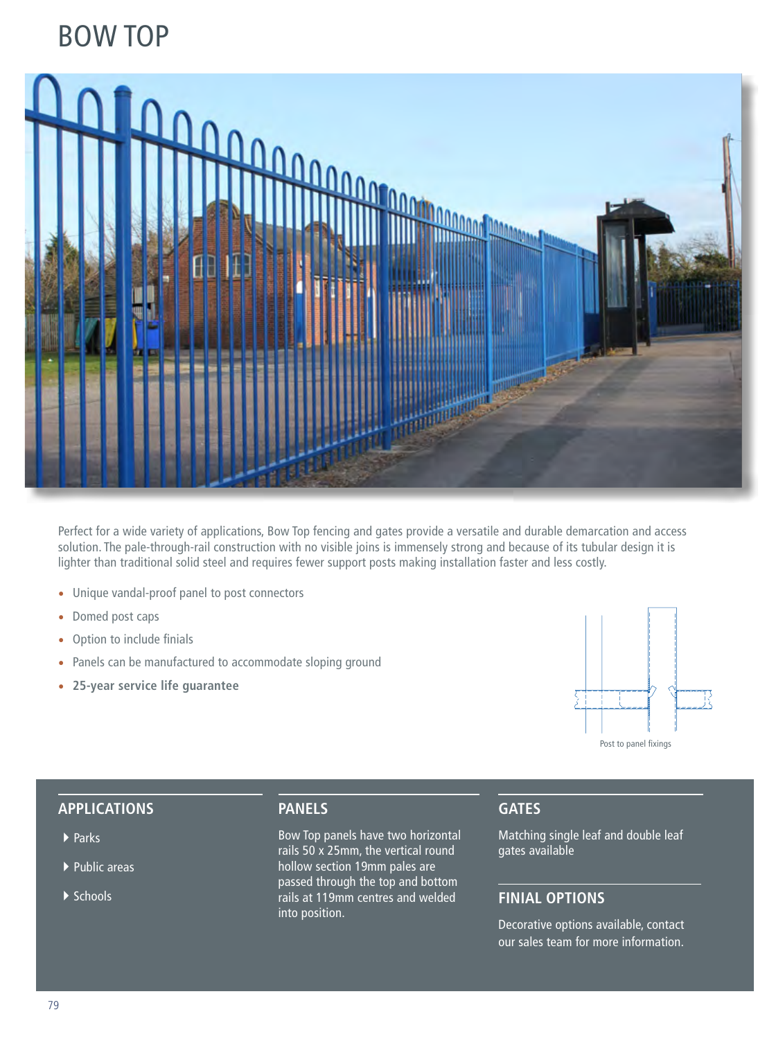# BOW TOP

Perfect for a wide variety of applications, Bow Top fencing and gates provide a versatile and durable demarcation and access solution. The pale-through-rail construction with no visible joins is immensely strong and because of its tubular design it is lighter than traditional solid steel and requires fewer support posts making installation faster and less costly.

- Unique vandal-proof panel to post connectors
- Domed post caps
- Option to include finials
- Panels can be manufactured to accommodate sloping ground
- **25-year service life guarantee**

Post to panel fixings

## APPLICATIONS

- Parks
- Public areas
- Schools

## PANELS

Bow Top panels have two horizontal rails 50 x 25mm, the vertical round hollow section 19mm pales are passed through the top and bottom rails at 119mm centres and welded into position.

## GATES

Matching single leaf and double leaf gates available

## FINIAL OPTIONS

Decorative options available, contact our sales team for more information.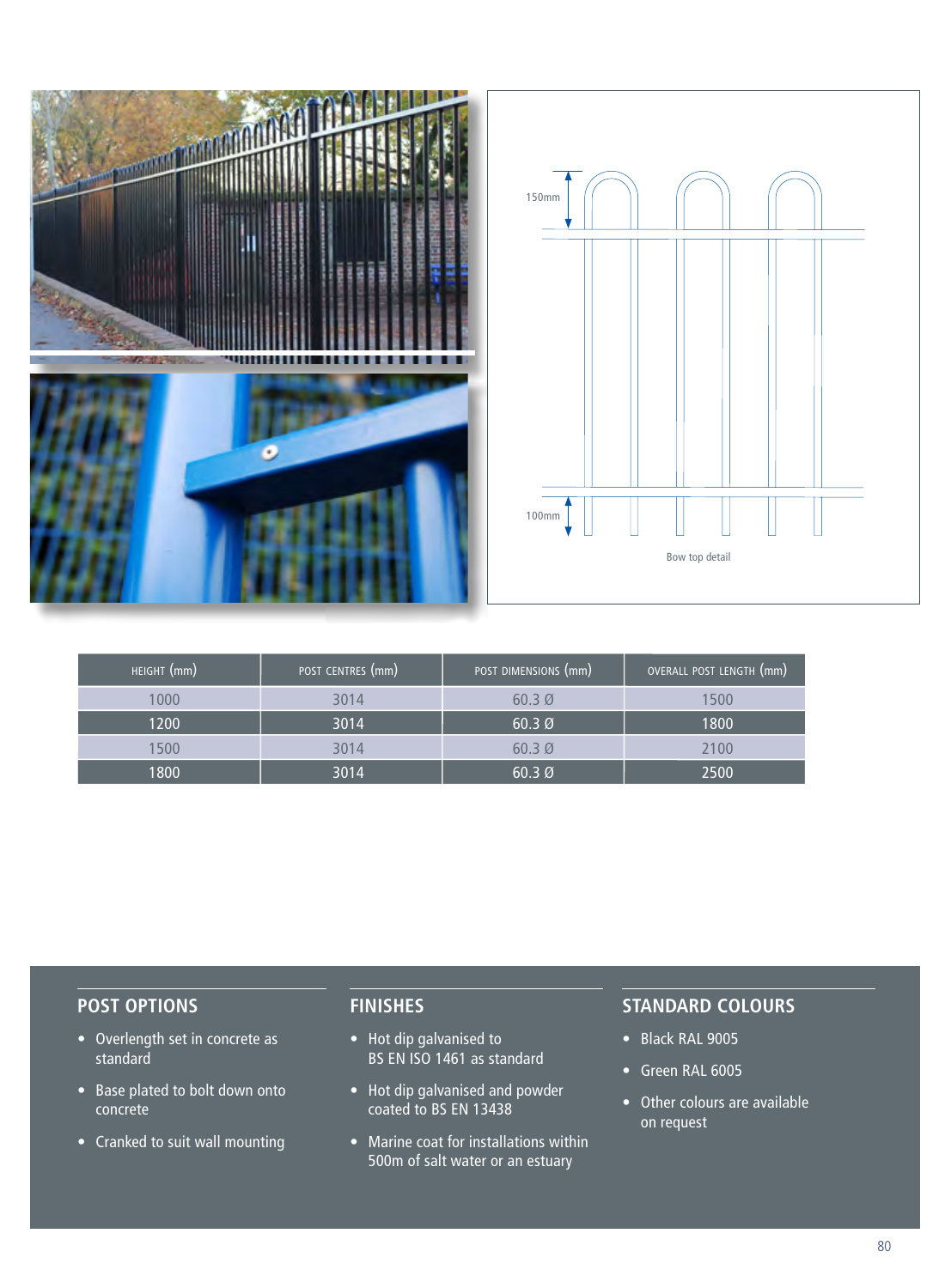150mm

100mm

Bow top detail

| HEIGHT (mm) | POST CENTRES (mm) | POST DIMENSIONS (mm) | OVERALL POST LENGTH (mm) |
| --- | --- | --- | --- |
| 1000 | 3014 | 60.3 Ø | 1500 |
| 1200 | 3014 | 60.3 Ø | 1800 |
| 1500 | 3014 | 60.3 Ø | 2100 |
| 1800 | 3014 | 60.3 Ø | 2500 |

## POST OPTIONS

- Overlength set in concrete as standard
- Base plated to bolt down onto concrete
- Cranked to suit wall mounting

## FINISHES

- Hot dip galvanised to BS EN ISO 1461 as standard
- Hot dip galvanised and powder coated to BS EN 13438
- Marine coat for installations within 500m of salt water or an estuary

## STANDARD COLOURS

- Black RAL 9005
- Green RAL 6005
- Other colours are available on request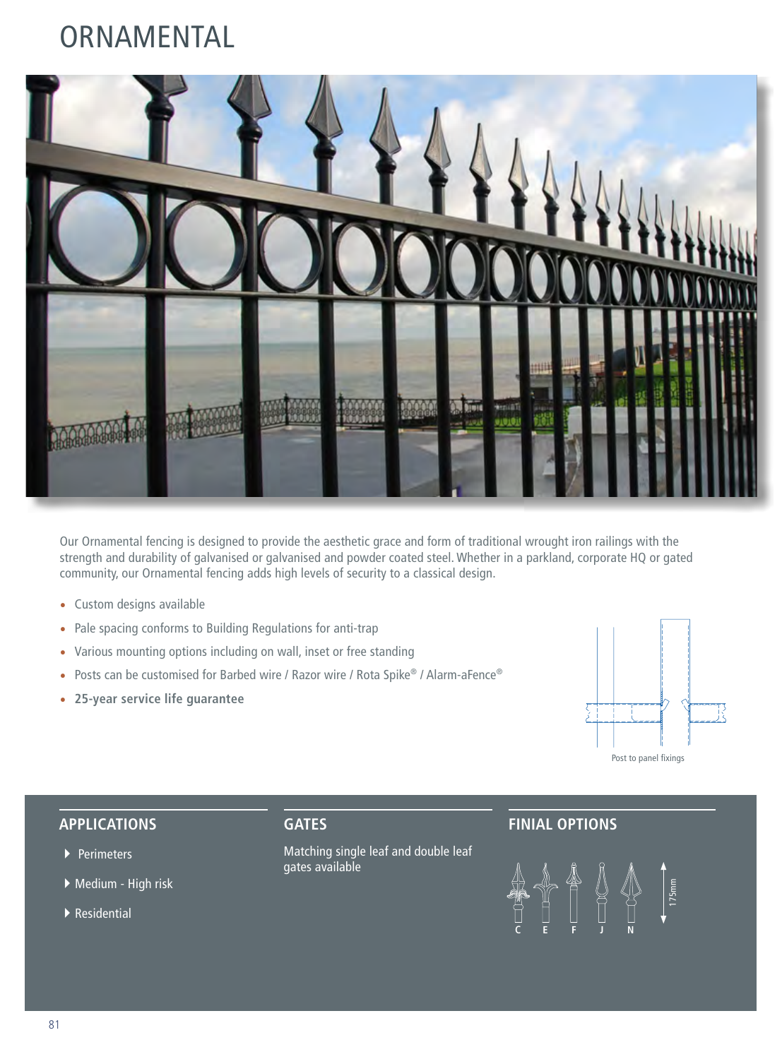# ORNAMENTAL

Our Ornamental fencing is designed to provide the aesthetic grace and form of traditional wrought iron railings with the strength and durability of galvanised or galvanised and powder coated steel. Whether in a parkland, corporate HQ or gated community, our Ornamental fencing adds high levels of security to a classical design.

- Custom designs available
- Pale spacing conforms to Building Regulations for anti-trap
- Various mounting options including on wall, inset or free standing
- Posts can be customised for Barbed wire / Razor wire / Rota Spike® / Alarm-aFence®
- **25-year service life guarantee**

Post to panel fixings

## APPLICATIONS

- Perimeters
- Medium - High risk
- Residential

## GATES

Matching single leaf and double leaf gates available

## FINIAL OPTIONS

C E F J N

175mm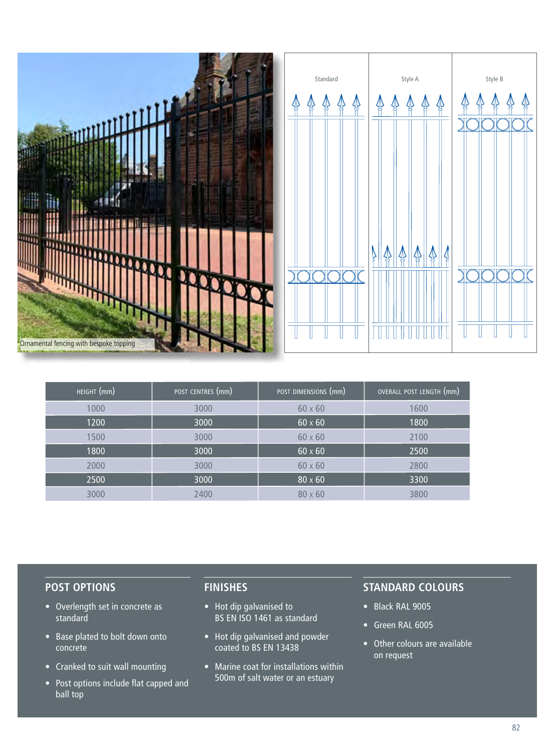Ornamental fencing with bespoke topping

Standard | Style A | Style B

| HEIGHT (mm) | POST CENTRES (mm) | POST DIMENSIONS (mm) | OVERALL POST LENGTH (mm) |
|---|---|---|---|
| 1000 | 3000 | 60 x 60 | 1600 |
| 1200 | 3000 | 60 x 60 | 1800 |
| 1500 | 3000 | 60 x 60 | 2100 |
| 1800 | 3000 | 60 x 60 | 2500 |
| 2000 | 3000 | 60 x 60 | 2800 |
| 2500 | 3000 | 80 x 60 | 3300 |
| 3000 | 2400 | 80 x 60 | 3800 |

## POST OPTIONS

- Overlength set in concrete as standard
- Base plated to bolt down onto concrete
- Cranked to suit wall mounting
- Post options include flat capped and ball top

## FINISHES

- Hot dip galvanised to BS EN ISO 1461 as standard
- Hot dip galvanised and powder coated to BS EN 13438
- Marine coat for installations within 500m of salt water or an estuary

## STANDARD COLOURS

- Black RAL 9005
- Green RAL 6005
- Other colours are available on request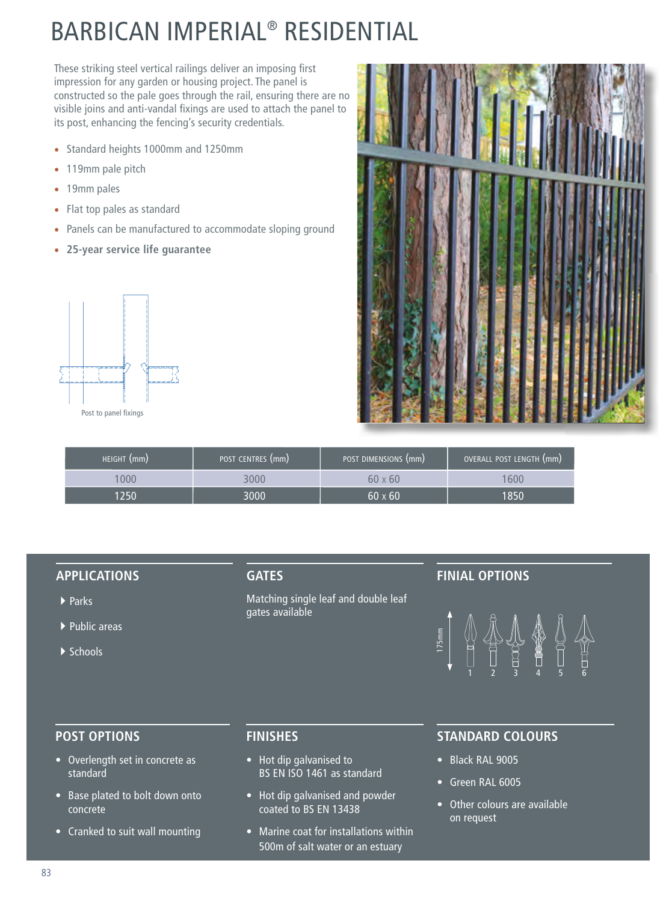# BARBICAN IMPERIAL® RESIDENTIAL

These striking steel vertical railings deliver an imposing first impression for any garden or housing project. The panel is constructed so the pale goes through the rail, ensuring there are no visible joins and anti-vandal fixings are used to attach the panel to its post, enhancing the fencing's security credentials.

- Standard heights 1000mm and 1250mm
- 119mm pale pitch
- 19mm pales
- Flat top pales as standard
- Panels can be manufactured to accommodate sloping ground
- **25-year service life guarantee**

Post to panel fixings

| HEIGHT (mm) | POST CENTRES (mm) | POST DIMENSIONS (mm) | OVERALL POST LENGTH (mm) |
|---|---|---|---|
| 1000 | 3000 | 60 x 60 | 1600 |
| 1250 | 3000 | 60 x 60 | 1850 |

## APPLICATIONS

- Parks
- Public areas
- Schools

## GATES

Matching single leaf and double leaf gates available

## FINIAL OPTIONS

175mm

1 2 3 4 5 6

## POST OPTIONS

- Overlength set in concrete as standard
- Base plated to bolt down onto concrete
- Cranked to suit wall mounting

## FINISHES

- Hot dip galvanised to BS EN ISO 1461 as standard
- Hot dip galvanised and powder coated to BS EN 13438
- Marine coat for installations within 500m of salt water or an estuary

## STANDARD COLOURS

- Black RAL 9005
- Green RAL 6005
- Other colours are available on request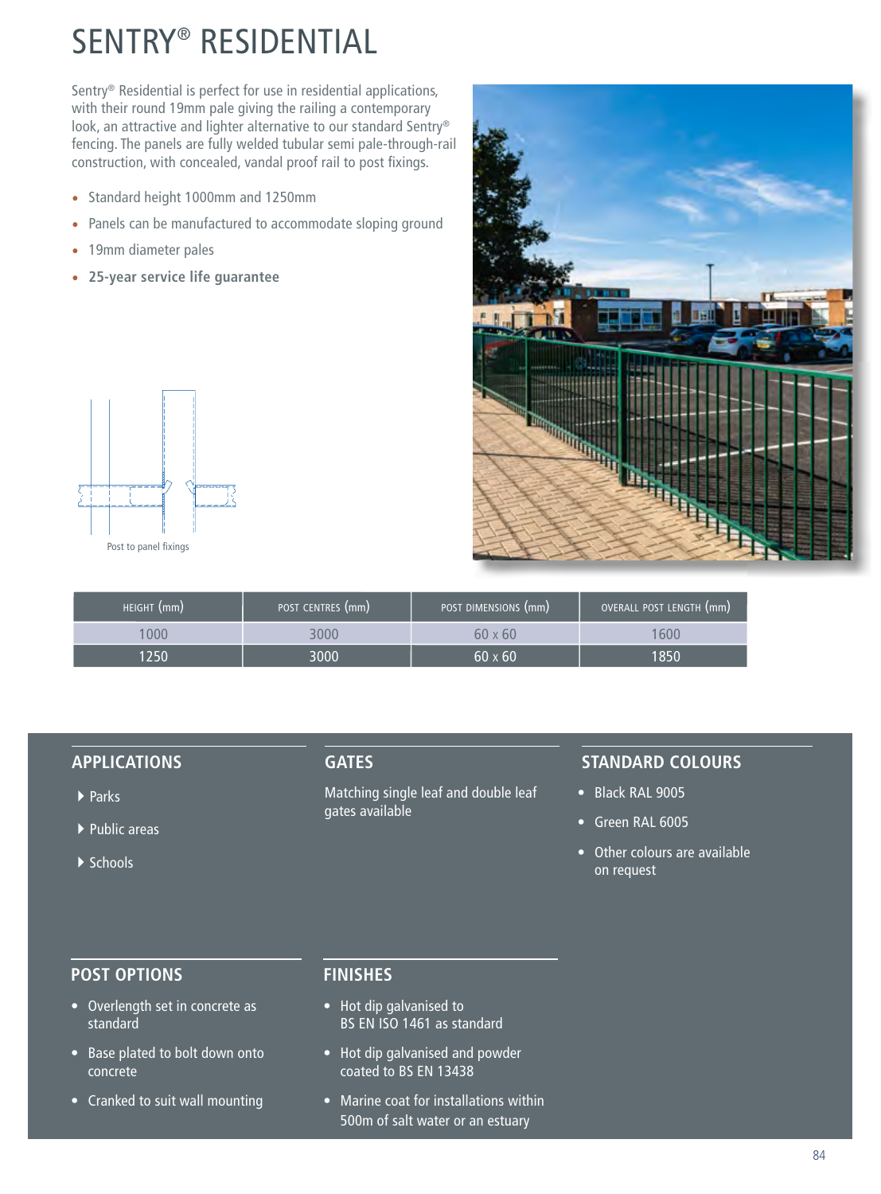# SENTRY® RESIDENTIAL

Sentry® Residential is perfect for use in residential applications, with their round 19mm pale giving the railing a contemporary look, an attractive and lighter alternative to our standard Sentry® fencing. The panels are fully welded tubular semi pale-through-rail construction, with concealed, vandal proof rail to post fixings.

- Standard height 1000mm and 1250mm
- Panels can be manufactured to accommodate sloping ground
- 19mm diameter pales
- **25-year service life guarantee**

Post to panel fixings

| HEIGHT (mm) | POST CENTRES (mm) | POST DIMENSIONS (mm) | OVERALL POST LENGTH (mm) |
|---|---|---|---|
| 1000 | 3000 | 60 x 60 | 1600 |
| 1250 | 3000 | 60 x 60 | 1850 |

## APPLICATIONS

- Parks
- Public areas
- Schools

## GATES

Matching single leaf and double leaf gates available

## STANDARD COLOURS

- Black RAL 9005
- Green RAL 6005
- Other colours are available on request

## POST OPTIONS

- Overlength set in concrete as standard
- Base plated to bolt down onto concrete
- Cranked to suit wall mounting

## FINISHES

- Hot dip galvanised to BS EN ISO 1461 as standard
- Hot dip galvanised and powder coated to BS EN 13438
- Marine coat for installations within 500m of salt water or an estuary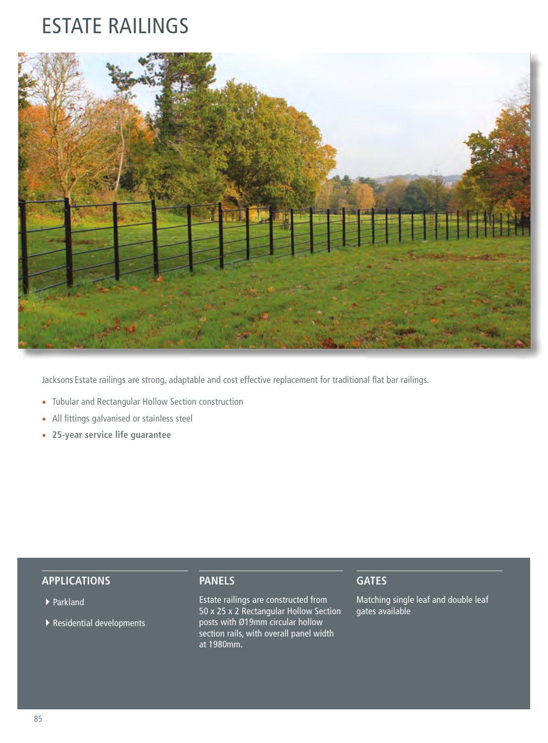# ESTATE RAILINGS

Jacksons Estate railings are strong, adaptable and cost effective replacement for traditional flat bar railings.

- Tubular and Rectangular Hollow Section construction
- All fittings galvanised or stainless steel
- **25-year service life guarantee**

## APPLICATIONS

- Parkland
- Residential developments

## PANELS

Estate railings are constructed from 50 x 25 x 2 Rectangular Hollow Section posts with Ø19mm circular hollow section rails, with overall panel width at 1980mm.

## GATES

Matching single leaf and double leaf gates available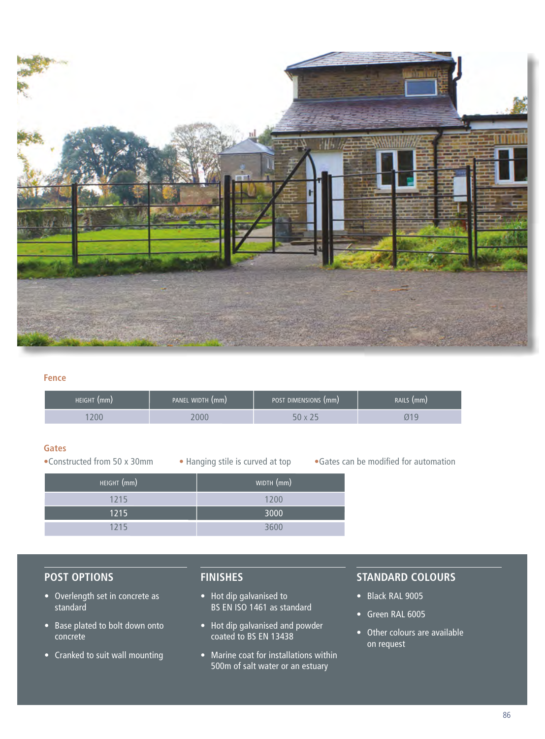## Fence

| HEIGHT (mm) | PANEL WIDTH (mm) | POST DIMENSIONS (mm) | RAILS (mm) |
|---|---|---|---|
| 1200 | 2000 | 50 x 25 | Ø19 |

## Gates

- Constructed from 50 x 30mm
- Hanging stile is curved at top
- Gates can be modified for automation

| HEIGHT (mm) | WIDTH (mm) |
|---|---|
| 1215 | 1200 |
| 1215 | 3000 |
| 1215 | 3600 |

### POST OPTIONS

- Overlength set in concrete as standard
- Base plated to bolt down onto concrete
- Cranked to suit wall mounting

### FINISHES

- Hot dip galvanised to BS EN ISO 1461 as standard
- Hot dip galvanised and powder coated to BS EN 13438
- Marine coat for installations within 500m of salt water or an estuary

### STANDARD COLOURS

- Black RAL 9005
- Green RAL 6005
- Other colours are available on request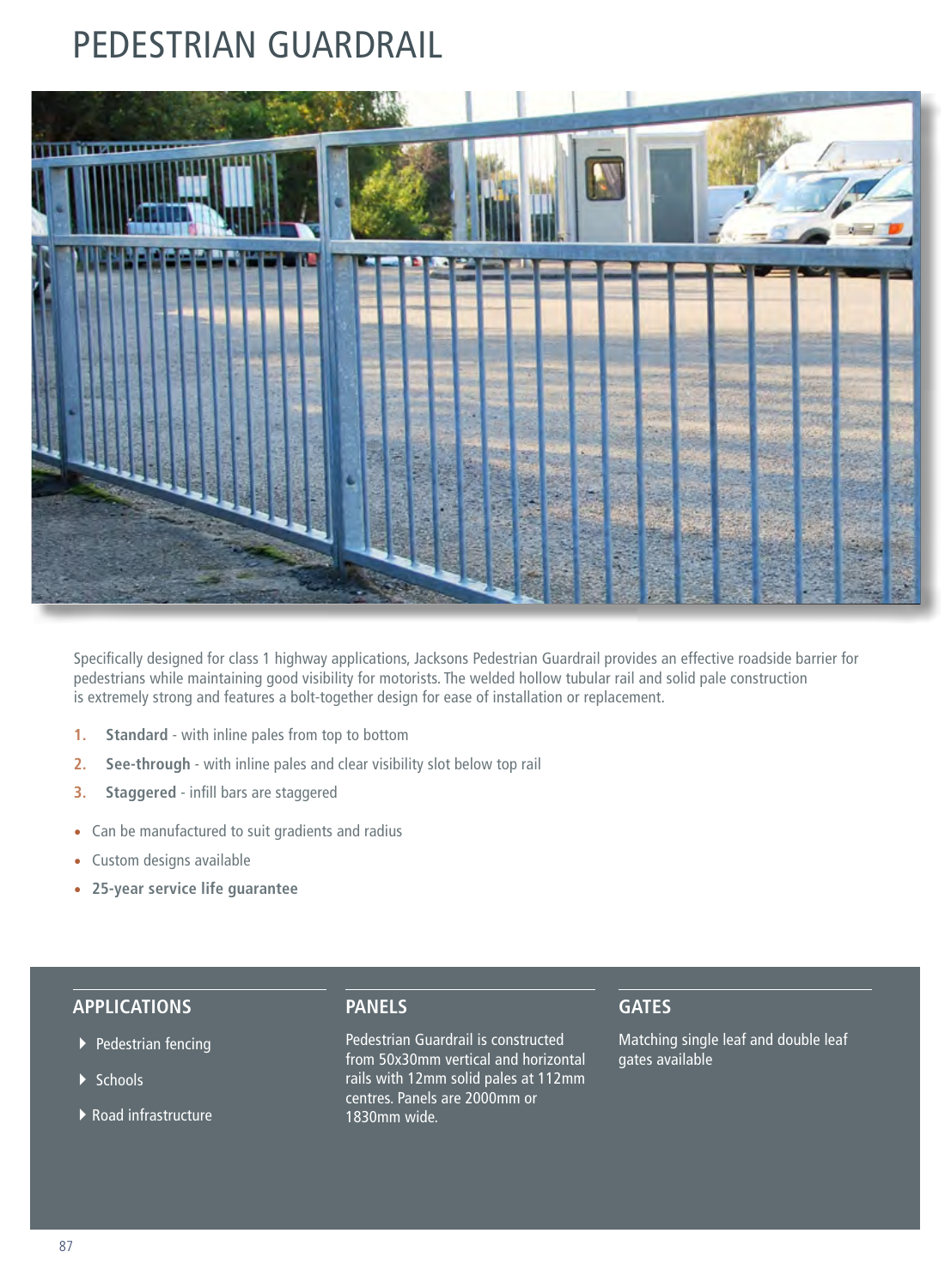# PEDESTRIAN GUARDRAIL

Specifically designed for class 1 highway applications, Jacksons Pedestrian Guardrail provides an effective roadside barrier for pedestrians while maintaining good visibility for motorists. The welded hollow tubular rail and solid pale construction is extremely strong and features a bolt-together design for ease of installation or replacement.

1. **Standard** - with inline pales from top to bottom
2. **See-through** - with inline pales and clear visibility slot below top rail
3. **Staggered** - infill bars are staggered

- Can be manufactured to suit gradients and radius
- Custom designs available
- **25-year service life guarantee**

## APPLICATIONS

- Pedestrian fencing
- Schools
- Road infrastructure

## PANELS

Pedestrian Guardrail is constructed from 50x30mm vertical and horizontal rails with 12mm solid pales at 112mm centres. Panels are 2000mm or 1830mm wide.

## GATES

Matching single leaf and double leaf gates available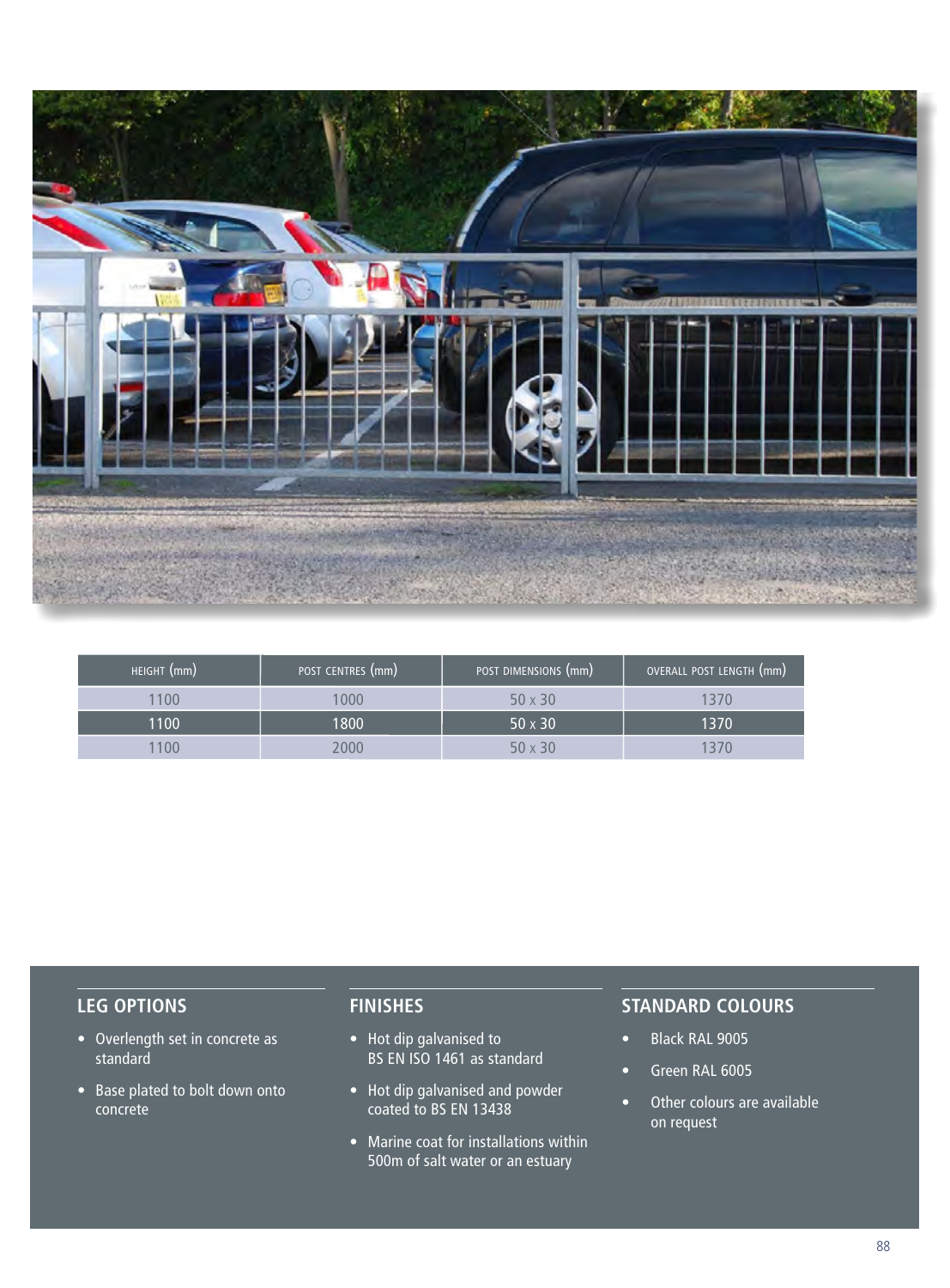| HEIGHT (mm) | POST CENTRES (mm) | POST DIMENSIONS (mm) | OVERALL POST LENGTH (mm) |
| --- | --- | --- | --- |
| 1100 | 1000 | 50 x 30 | 1370 |
| 1100 | 1800 | 50 x 30 | 1370 |
| 1100 | 2000 | 50 x 30 | 1370 |

## LEG OPTIONS

- Overlength set in concrete as standard
- Base plated to bolt down onto concrete

## FINISHES

- Hot dip galvanised to BS EN ISO 1461 as standard
- Hot dip galvanised and powder coated to BS EN 13438
- Marine coat for installations within 500m of salt water or an estuary

## STANDARD COLOURS

- Black RAL 9005
- Green RAL 6005
- Other colours are available on request